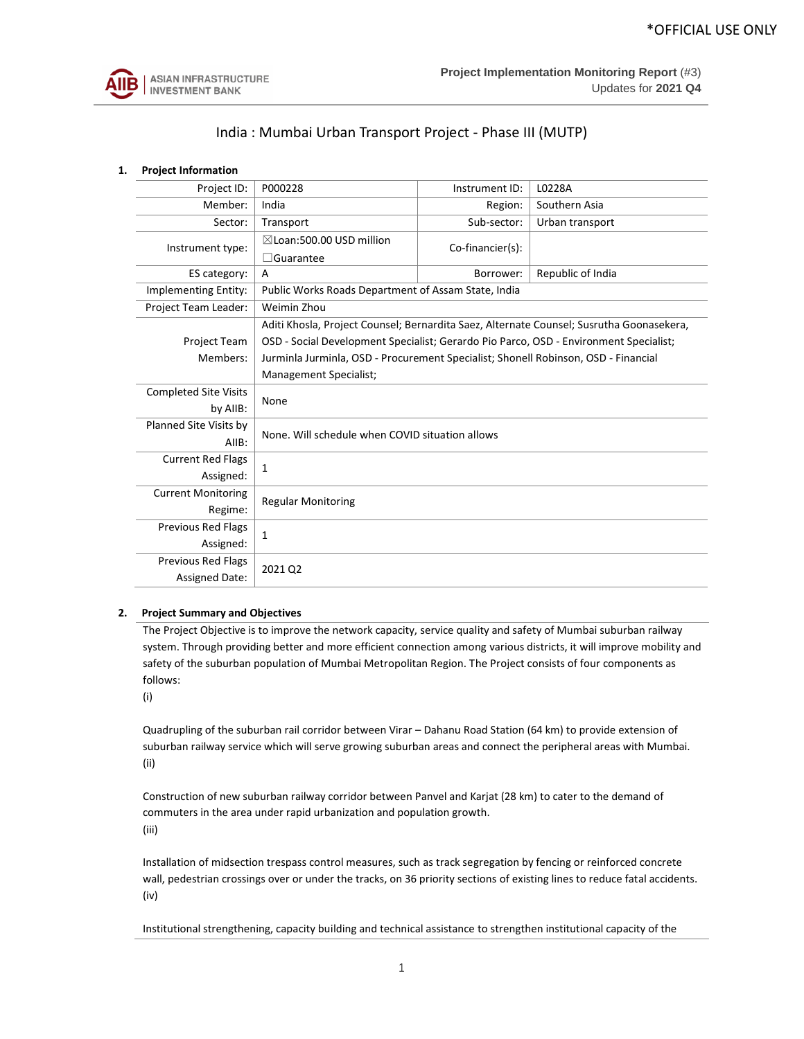*OFFICIAL USE ONLY

ASIAN INFRASTRUCTURE INVESTMENT BANK

**Project Implementation Monitoring Report** (#3)
Updates for **2021 Q4**

# India : Mumbai Urban Transport Project - Phase III (MUTP)

## 1. Project Information

| | | | |
|---|---|---|---|
| Project ID: | P000228 | Instrument ID: | L0228A |
| Member: | India | Region: | Southern Asia |
| Sector: | Transport | Sub-sector: | Urban transport |
| Instrument type: | ☒Loan:500.00 USD million<br>☐Guarantee | Co-financier(s): | |
| ES category: | A | Borrower: | Republic of India |
| Implementing Entity: | Public Works Roads Department of Assam State, India | | |
| Project Team Leader: | Weimin Zhou | | |
| Project Team Members: | Aditi Khosla, Project Counsel; Bernardita Saez, Alternate Counsel; Susrutha Goonasekera, OSD - Social Development Specialist; Gerardo Pio Parco, OSD - Environment Specialist; Jurminla Jurminla, OSD - Procurement Specialist; Shonell Robinson, OSD - Financial Management Specialist; | | |
| Completed Site Visits by AIIB: | None | | |
| Planned Site Visits by AIIB: | None. Will schedule when COVID situation allows | | |
| Current Red Flags Assigned: | 1 | | |
| Current Monitoring Regime: | Regular Monitoring | | |
| Previous Red Flags Assigned: | 1 | | |
| Previous Red Flags Assigned Date: | 2021 Q2 | | |

## 2. Project Summary and Objectives

The Project Objective is to improve the network capacity, service quality and safety of Mumbai suburban railway system. Through providing better and more efficient connection among various districts, it will improve mobility and safety of the suburban population of Mumbai Metropolitan Region. The Project consists of four components as follows:

(i)

Quadrupling of the suburban rail corridor between Virar – Dahanu Road Station (64 km) to provide extension of suburban railway service which will serve growing suburban areas and connect the peripheral areas with Mumbai.

(ii)

Construction of new suburban railway corridor between Panvel and Karjat (28 km) to cater to the demand of commuters in the area under rapid urbanization and population growth.

(iii)

Installation of midsection trespass control measures, such as track segregation by fencing or reinforced concrete wall, pedestrian crossings over or under the tracks, on 36 priority sections of existing lines to reduce fatal accidents.

(iv)

Institutional strengthening, capacity building and technical assistance to strengthen institutional capacity of the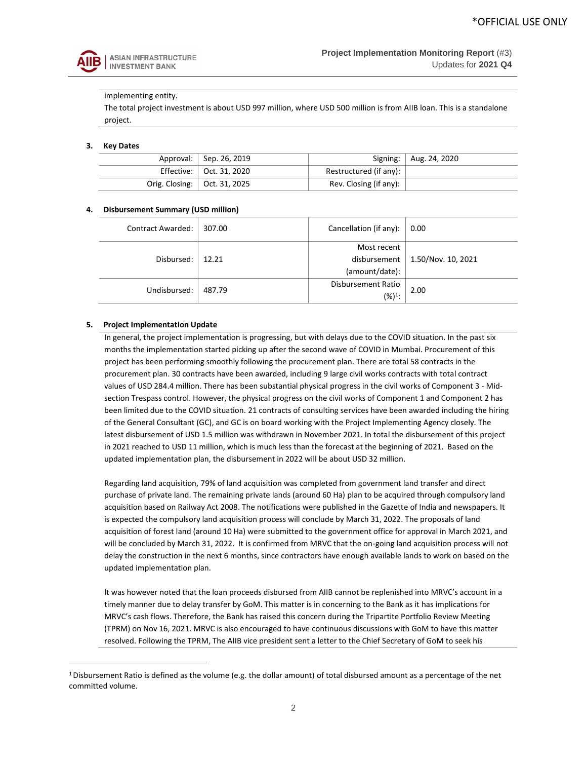implementing entity.

The total project investment is about USD 997 million, where USD 500 million is from AIIB loan. This is a standalone project.

**3. Key Dates**

| | | | |
|---|---|---|---|
| Approval: | Sep. 26, 2019 | Signing: | Aug. 24, 2020 |
| Effective: | Oct. 31, 2020 | Restructured (if any): | |
| Orig. Closing: | Oct. 31, 2025 | Rev. Closing (if any): | |

**4. Disbursement Summary (USD million)**

| | | | |
|---|---|---|---|
| Contract Awarded: | 307.00 | Cancellation (if any): | 0.00 |
| Disbursed: | 12.21 | Most recent disbursement (amount/date): | 1.50/Nov. 10, 2021 |
| Undisbursed: | 487.79 | Disbursement Ratio (%)[1]: | 2.00 |

**5. Project Implementation Update**

In general, the project implementation is progressing, but with delays due to the COVID situation. In the past six months the implementation started picking up after the second wave of COVID in Mumbai. Procurement of this project has been performing smoothly following the procurement plan. There are total 58 contracts in the procurement plan. 30 contracts have been awarded, including 9 large civil works contracts with total contract values of USD 284.4 million. There has been substantial physical progress in the civil works of Component 3 - Mid-section Trespass control. However, the physical progress on the civil works of Component 1 and Component 2 has been limited due to the COVID situation. 21 contracts of consulting services have been awarded including the hiring of the General Consultant (GC), and GC is on board working with the Project Implementing Agency closely. The latest disbursement of USD 1.5 million was withdrawn in November 2021. In total the disbursement of this project in 2021 reached to USD 11 million, which is much less than the forecast at the beginning of 2021. Based on the updated implementation plan, the disbursement in 2022 will be about USD 32 million.

Regarding land acquisition, 79% of land acquisition was completed from government land transfer and direct purchase of private land. The remaining private lands (around 60 Ha) plan to be acquired through compulsory land acquisition based on Railway Act 2008. The notifications were published in the Gazette of India and newspapers. It is expected the compulsory land acquisition process will conclude by March 31, 2022. The proposals of land acquisition of forest land (around 10 Ha) were submitted to the government office for approval in March 2021, and will be concluded by March 31, 2022. It is confirmed from MRVC that the on-going land acquisition process will not delay the construction in the next 6 months, since contractors have enough available lands to work on based on the updated implementation plan.

It was however noted that the loan proceeds disbursed from AIIB cannot be replenished into MRVC's account in a timely manner due to delay transfer by GoM. This matter is in concerning to the Bank as it has implications for MRVC's cash flows. Therefore, the Bank has raised this concern during the Tripartite Portfolio Review Meeting (TPRM) on Nov 16, 2021. MRVC is also encouraged to have continuous discussions with GoM to have this matter resolved. Following the TPRM, The AIIB vice president sent a letter to the Chief Secretary of GoM to seek his

[1] Disbursement Ratio is defined as the volume (e.g. the dollar amount) of total disbursed amount as a percentage of the net committed volume.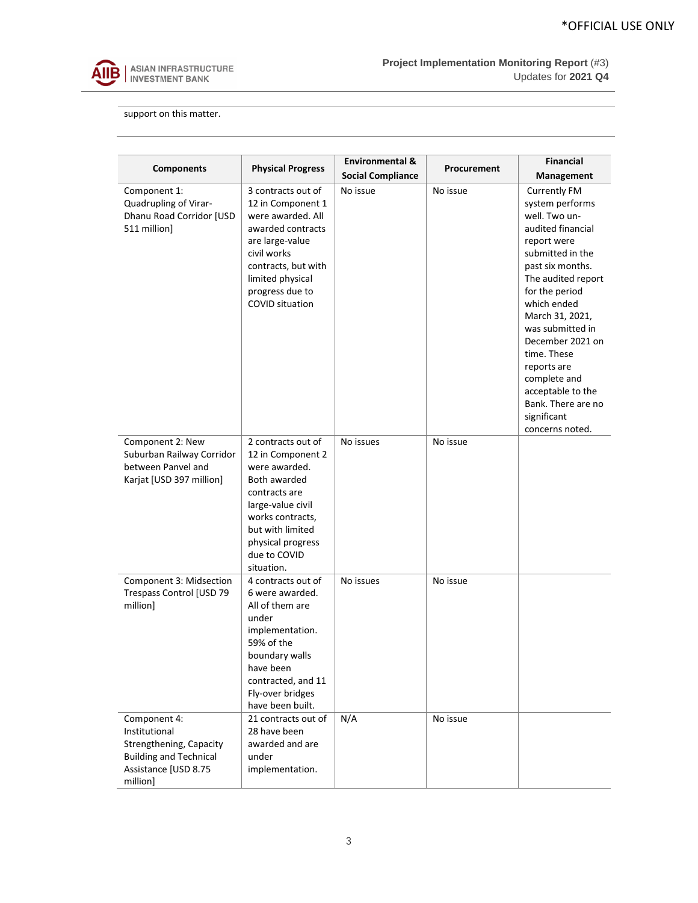support on this matter.

| Components | Physical Progress | Environmental & Social Compliance | Procurement | Financial Management |
|---|---|---|---|---|
| Component 1: Quadrupling of Virar-Dhanu Road Corridor [USD 511 million] | 3 contracts out of 12 in Component 1 were awarded. All awarded contracts are large-value civil works contracts, but with limited physical progress due to COVID situation | No issue | No issue | Currently FM system performs well. Two un-audited financial report were submitted in the past six months. The audited report for the period which ended March 31, 2021, was submitted in December 2021 on time. These reports are complete and acceptable to the Bank. There are no significant concerns noted. |
| Component 2: New Suburban Railway Corridor between Panvel and Karjat [USD 397 million] | 2 contracts out of 12 in Component 2 were awarded. Both awarded contracts are large-value civil works contracts, but with limited physical progress due to COVID situation. | No issues | No issue | |
| Component 3: Midsection Trespass Control [USD 79 million] | 4 contracts out of 6 were awarded. All of them are under implementation. 59% of the boundary walls have been contracted, and 11 Fly-over bridges have been built. | No issues | No issue | |
| Component 4: Institutional Strengthening, Capacity Building and Technical Assistance [USD 8.75 million] | 21 contracts out of 28 have been awarded and are under implementation. | N/A | No issue | |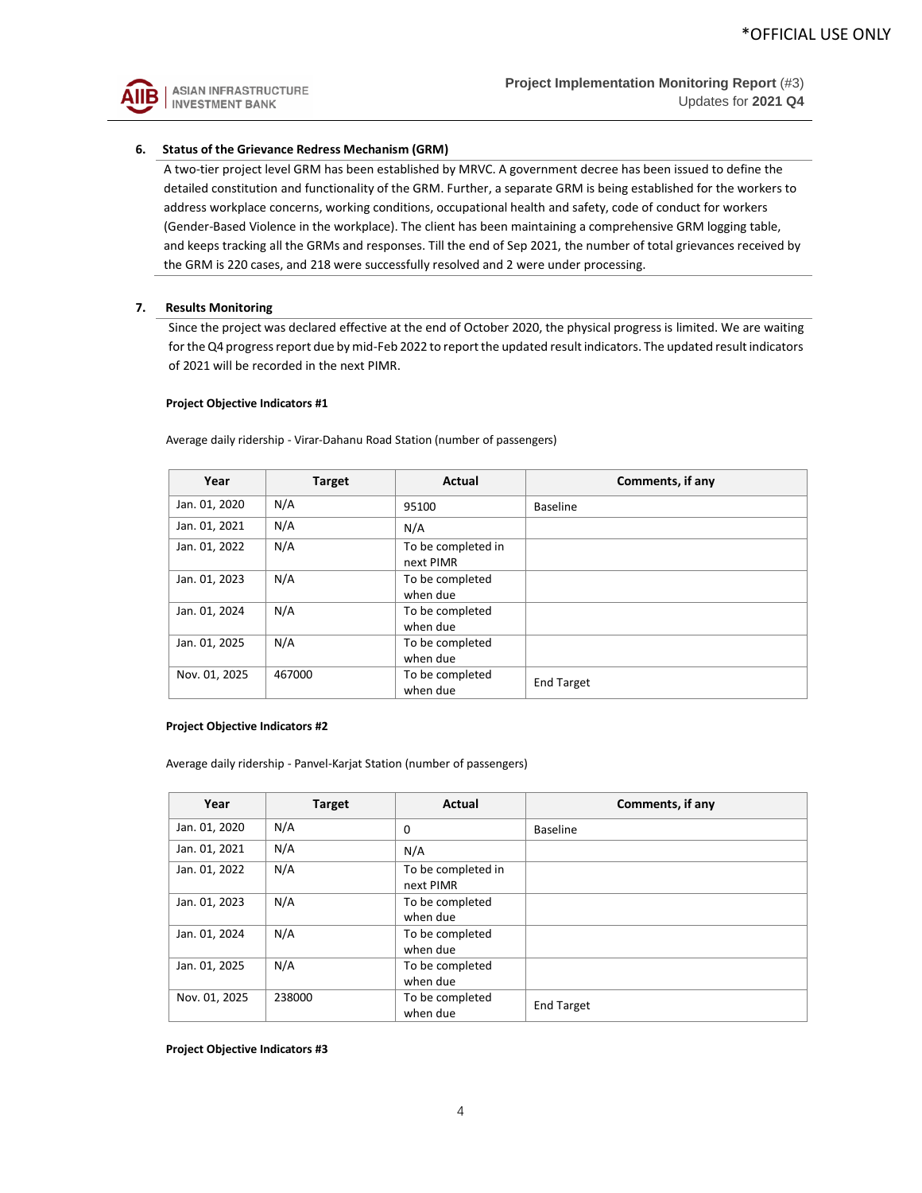## 6. Status of the Grievance Redress Mechanism (GRM)

A two-tier project level GRM has been established by MRVC. A government decree has been issued to define the detailed constitution and functionality of the GRM. Further, a separate GRM is being established for the workers to address workplace concerns, working conditions, occupational health and safety, code of conduct for workers (Gender-Based Violence in the workplace). The client has been maintaining a comprehensive GRM logging table, and keeps tracking all the GRMs and responses. Till the end of Sep 2021, the number of total grievances received by the GRM is 220 cases, and 218 were successfully resolved and 2 were under processing.

## 7. Results Monitoring

Since the project was declared effective at the end of October 2020, the physical progress is limited. We are waiting for the Q4 progress report due by mid-Feb 2022 to report the updated result indicators. The updated result indicators of 2021 will be recorded in the next PIMR.

**Project Objective Indicators #1**

Average daily ridership - Virar-Dahanu Road Station (number of passengers)

| Year | Target | Actual | Comments, if any |
|---|---|---|---|
| Jan. 01, 2020 | N/A | 95100 | Baseline |
| Jan. 01, 2021 | N/A | N/A | |
| Jan. 01, 2022 | N/A | To be completed in next PIMR | |
| Jan. 01, 2023 | N/A | To be completed when due | |
| Jan. 01, 2024 | N/A | To be completed when due | |
| Jan. 01, 2025 | N/A | To be completed when due | |
| Nov. 01, 2025 | 467000 | To be completed when due | End Target |

**Project Objective Indicators #2**

Average daily ridership - Panvel-Karjat Station (number of passengers)

| Year | Target | Actual | Comments, if any |
|---|---|---|---|
| Jan. 01, 2020 | N/A | 0 | Baseline |
| Jan. 01, 2021 | N/A | N/A | |
| Jan. 01, 2022 | N/A | To be completed in next PIMR | |
| Jan. 01, 2023 | N/A | To be completed when due | |
| Jan. 01, 2024 | N/A | To be completed when due | |
| Jan. 01, 2025 | N/A | To be completed when due | |
| Nov. 01, 2025 | 238000 | To be completed when due | End Target |

**Project Objective Indicators #3**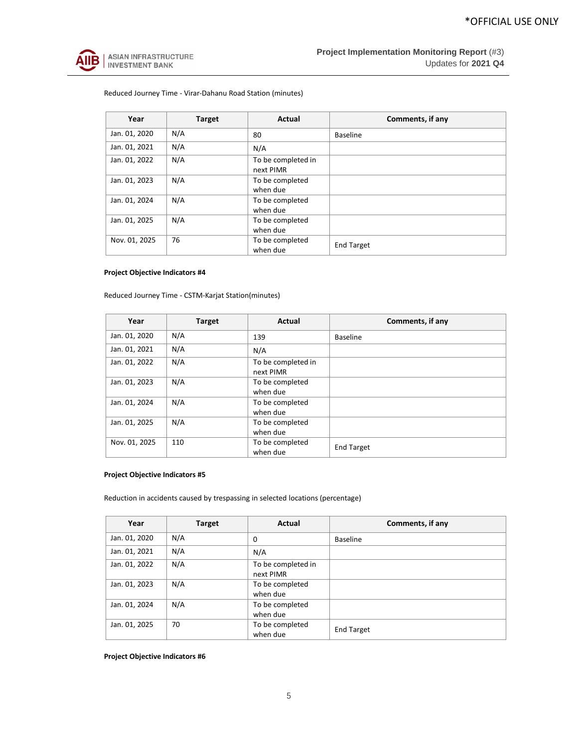Reduced Journey Time - Virar-Dahanu Road Station (minutes)

| Year | Target | Actual | Comments, if any |
|---|---|---|---|
| Jan. 01, 2020 | N/A | 80 | Baseline |
| Jan. 01, 2021 | N/A | N/A | |
| Jan. 01, 2022 | N/A | To be completed in next PIMR | |
| Jan. 01, 2023 | N/A | To be completed when due | |
| Jan. 01, 2024 | N/A | To be completed when due | |
| Jan. 01, 2025 | N/A | To be completed when due | |
| Nov. 01, 2025 | 76 | To be completed when due | End Target |

**Project Objective Indicators #4**

Reduced Journey Time - CSTM-Karjat Station(minutes)

| Year | Target | Actual | Comments, if any |
|---|---|---|---|
| Jan. 01, 2020 | N/A | 139 | Baseline |
| Jan. 01, 2021 | N/A | N/A | |
| Jan. 01, 2022 | N/A | To be completed in next PIMR | |
| Jan. 01, 2023 | N/A | To be completed when due | |
| Jan. 01, 2024 | N/A | To be completed when due | |
| Jan. 01, 2025 | N/A | To be completed when due | |
| Nov. 01, 2025 | 110 | To be completed when due | End Target |

**Project Objective Indicators #5**

Reduction in accidents caused by trespassing in selected locations (percentage)

| Year | Target | Actual | Comments, if any |
|---|---|---|---|
| Jan. 01, 2020 | N/A | 0 | Baseline |
| Jan. 01, 2021 | N/A | N/A | |
| Jan. 01, 2022 | N/A | To be completed in next PIMR | |
| Jan. 01, 2023 | N/A | To be completed when due | |
| Jan. 01, 2024 | N/A | To be completed when due | |
| Jan. 01, 2025 | 70 | To be completed when due | End Target |

**Project Objective Indicators #6**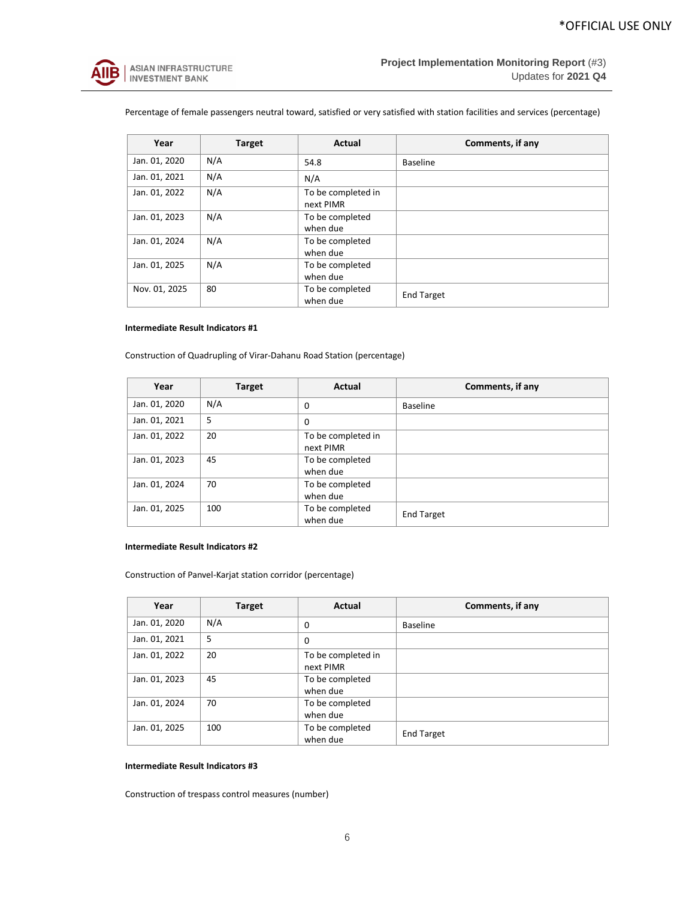Percentage of female passengers neutral toward, satisfied or very satisfied with station facilities and services (percentage)

| Year | Target | Actual | Comments, if any |
| --- | --- | --- | --- |
| Jan. 01, 2020 | N/A | 54.8 | Baseline |
| Jan. 01, 2021 | N/A | N/A | |
| Jan. 01, 2022 | N/A | To be completed in next PIMR | |
| Jan. 01, 2023 | N/A | To be completed when due | |
| Jan. 01, 2024 | N/A | To be completed when due | |
| Jan. 01, 2025 | N/A | To be completed when due | |
| Nov. 01, 2025 | 80 | To be completed when due | End Target |

**Intermediate Result Indicators #1**

Construction of Quadrupling of Virar-Dahanu Road Station (percentage)

| Year | Target | Actual | Comments, if any |
| --- | --- | --- | --- |
| Jan. 01, 2020 | N/A | 0 | Baseline |
| Jan. 01, 2021 | 5 | 0 | |
| Jan. 01, 2022 | 20 | To be completed in next PIMR | |
| Jan. 01, 2023 | 45 | To be completed when due | |
| Jan. 01, 2024 | 70 | To be completed when due | |
| Jan. 01, 2025 | 100 | To be completed when due | End Target |

**Intermediate Result Indicators #2**

Construction of Panvel-Karjat station corridor (percentage)

| Year | Target | Actual | Comments, if any |
| --- | --- | --- | --- |
| Jan. 01, 2020 | N/A | 0 | Baseline |
| Jan. 01, 2021 | 5 | 0 | |
| Jan. 01, 2022 | 20 | To be completed in next PIMR | |
| Jan. 01, 2023 | 45 | To be completed when due | |
| Jan. 01, 2024 | 70 | To be completed when due | |
| Jan. 01, 2025 | 100 | To be completed when due | End Target |

**Intermediate Result Indicators #3**

Construction of trespass control measures (number)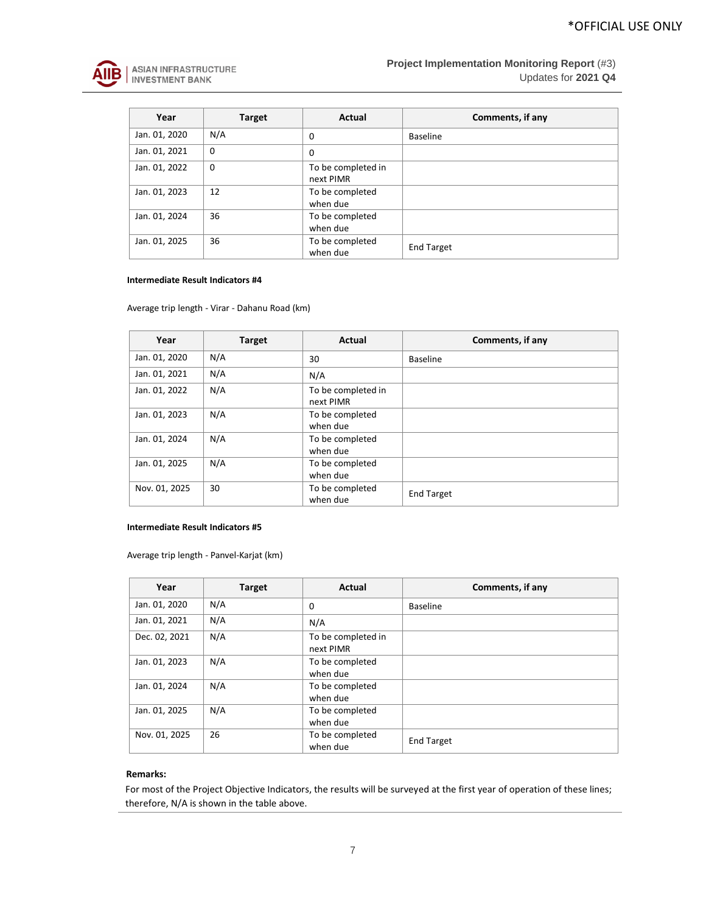| Year | Target | Actual | Comments, if any |
|---|---|---|---|
| Jan. 01, 2020 | N/A | 0 | Baseline |
| Jan. 01, 2021 | 0 | 0 | |
| Jan. 01, 2022 | 0 | To be completed in next PIMR | |
| Jan. 01, 2023 | 12 | To be completed when due | |
| Jan. 01, 2024 | 36 | To be completed when due | |
| Jan. 01, 2025 | 36 | To be completed when due | End Target |

**Intermediate Result Indicators #4**

Average trip length - Virar - Dahanu Road (km)

| Year | Target | Actual | Comments, if any |
|---|---|---|---|
| Jan. 01, 2020 | N/A | 30 | Baseline |
| Jan. 01, 2021 | N/A | N/A | |
| Jan. 01, 2022 | N/A | To be completed in next PIMR | |
| Jan. 01, 2023 | N/A | To be completed when due | |
| Jan. 01, 2024 | N/A | To be completed when due | |
| Jan. 01, 2025 | N/A | To be completed when due | |
| Nov. 01, 2025 | 30 | To be completed when due | End Target |

**Intermediate Result Indicators #5**

Average trip length - Panvel-Karjat (km)

| Year | Target | Actual | Comments, if any |
|---|---|---|---|
| Jan. 01, 2020 | N/A | 0 | Baseline |
| Jan. 01, 2021 | N/A | N/A | |
| Dec. 02, 2021 | N/A | To be completed in next PIMR | |
| Jan. 01, 2023 | N/A | To be completed when due | |
| Jan. 01, 2024 | N/A | To be completed when due | |
| Jan. 01, 2025 | N/A | To be completed when due | |
| Nov. 01, 2025 | 26 | To be completed when due | End Target |

**Remarks:**

For most of the Project Objective Indicators, the results will be surveyed at the first year of operation of these lines; therefore, N/A is shown in the table above.